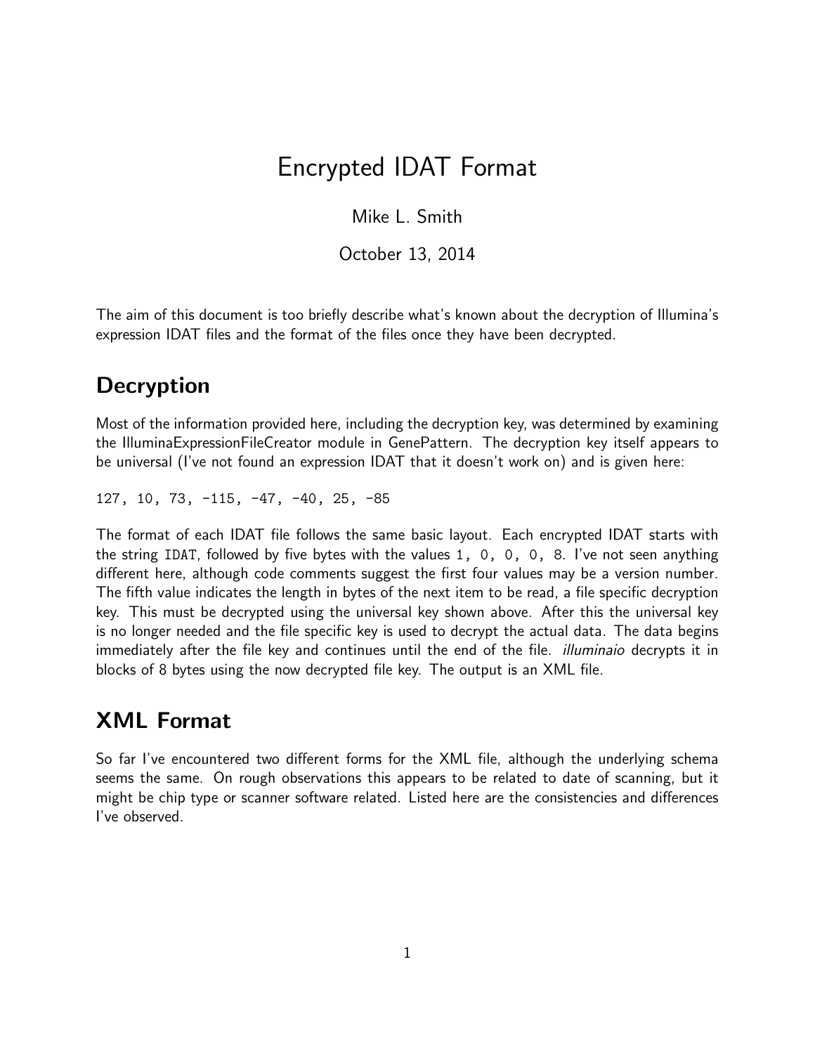# Encrypted IDAT Format

Mike L. Smith

October 13, 2014

The aim of this document is too briefly describe what's known about the decryption of Illumina's expression IDAT files and the format of the files once they have been decrypted.

## Decryption

Most of the information provided here, including the decryption key, was determined by examining the IlluminaExpressionFileCreator module in GenePattern. The decryption key itself appears to be universal (I've not found an expression IDAT that it doesn't work on) and is given here:

```
127, 10, 73, -115, -47, -40, 25, -85
```

The format of each IDAT file follows the same basic layout. Each encrypted IDAT starts with the string `IDAT`, followed by five bytes with the values `1, 0, 0, 0, 8`. I've not seen anything different here, although code comments suggest the first four values may be a version number. The fifth value indicates the length in bytes of the next item to be read, a file specific decryption key. This must be decrypted using the universal key shown above. After this the universal key is no longer needed and the file specific key is used to decrypt the actual data. The data begins immediately after the file key and continues until the end of the file. *illuminaio* decrypts it in blocks of 8 bytes using the now decrypted file key. The output is an XML file.

## XML Format

So far I've encountered two different forms for the XML file, although the underlying schema seems the same. On rough observations this appears to be related to date of scanning, but it might be chip type or scanner software related. Listed here are the consistencies and differences I've observed.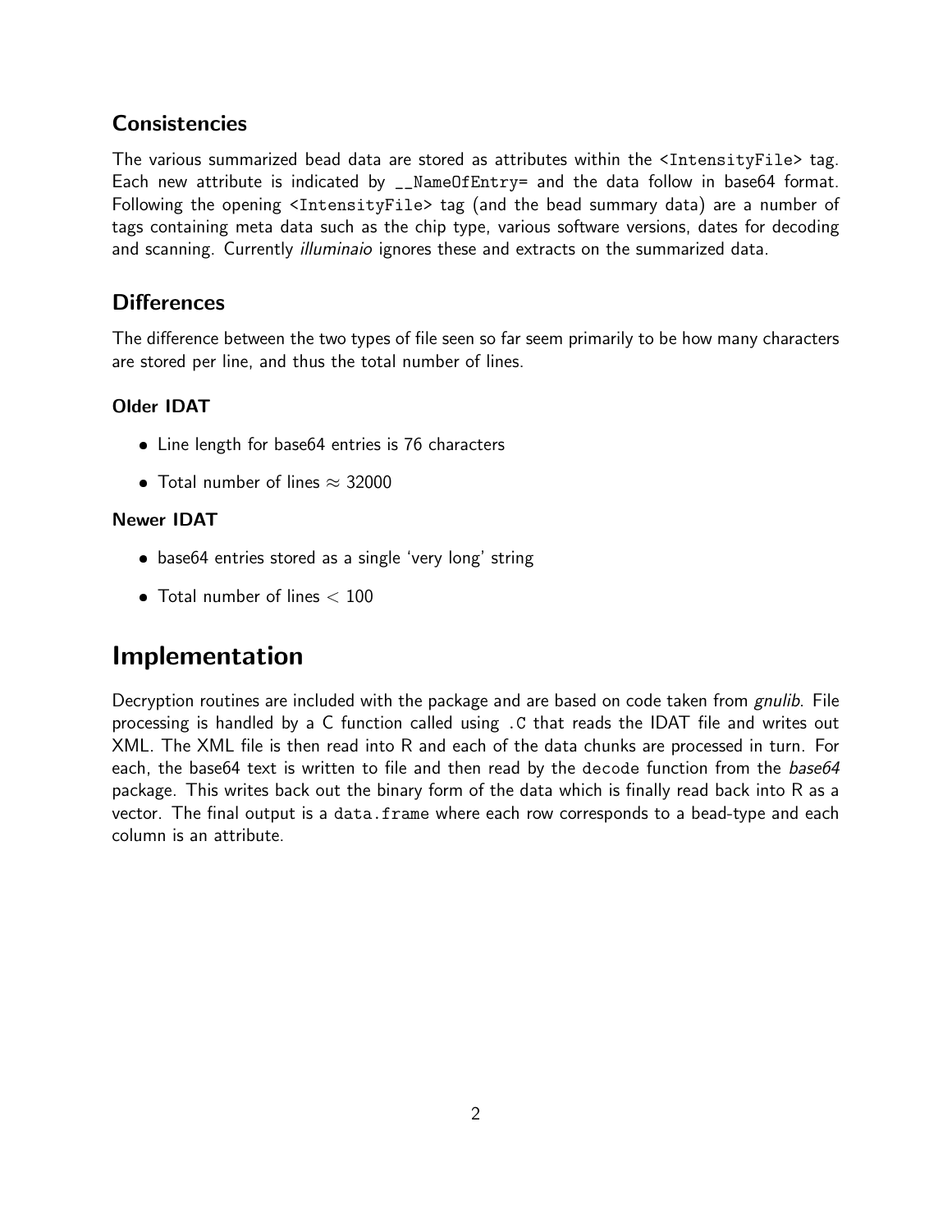## Consistencies

The various summarized bead data are stored as attributes within the `<IntensityFile>` tag. Each new attribute is indicated by `__NameOfEntry=` and the data follow in base64 format. Following the opening `<IntensityFile>` tag (and the bead summary data) are a number of tags containing meta data such as the chip type, various software versions, dates for decoding and scanning. Currently *illuminaio* ignores these and extracts on the summarized data.

## Differences

The difference between the two types of file seen so far seem primarily to be how many characters are stored per line, and thus the total number of lines.

### Older IDAT

- Line length for base64 entries is 76 characters
- Total number of lines $\approx 32000$

### Newer IDAT

- base64 entries stored as a single 'very long' string
- Total number of lines $< 100$

# Implementation

Decryption routines are included with the package and are based on code taken from *gnulib*. File processing is handled by a C function called using `.C` that reads the IDAT file and writes out XML. The XML file is then read into R and each of the data chunks are processed in turn. For each, the base64 text is written to file and then read by the `decode` function from the *base64* package. This writes back out the binary form of the data which is finally read back into R as a vector. The final output is a `data.frame` where each row corresponds to a bead-type and each column is an attribute.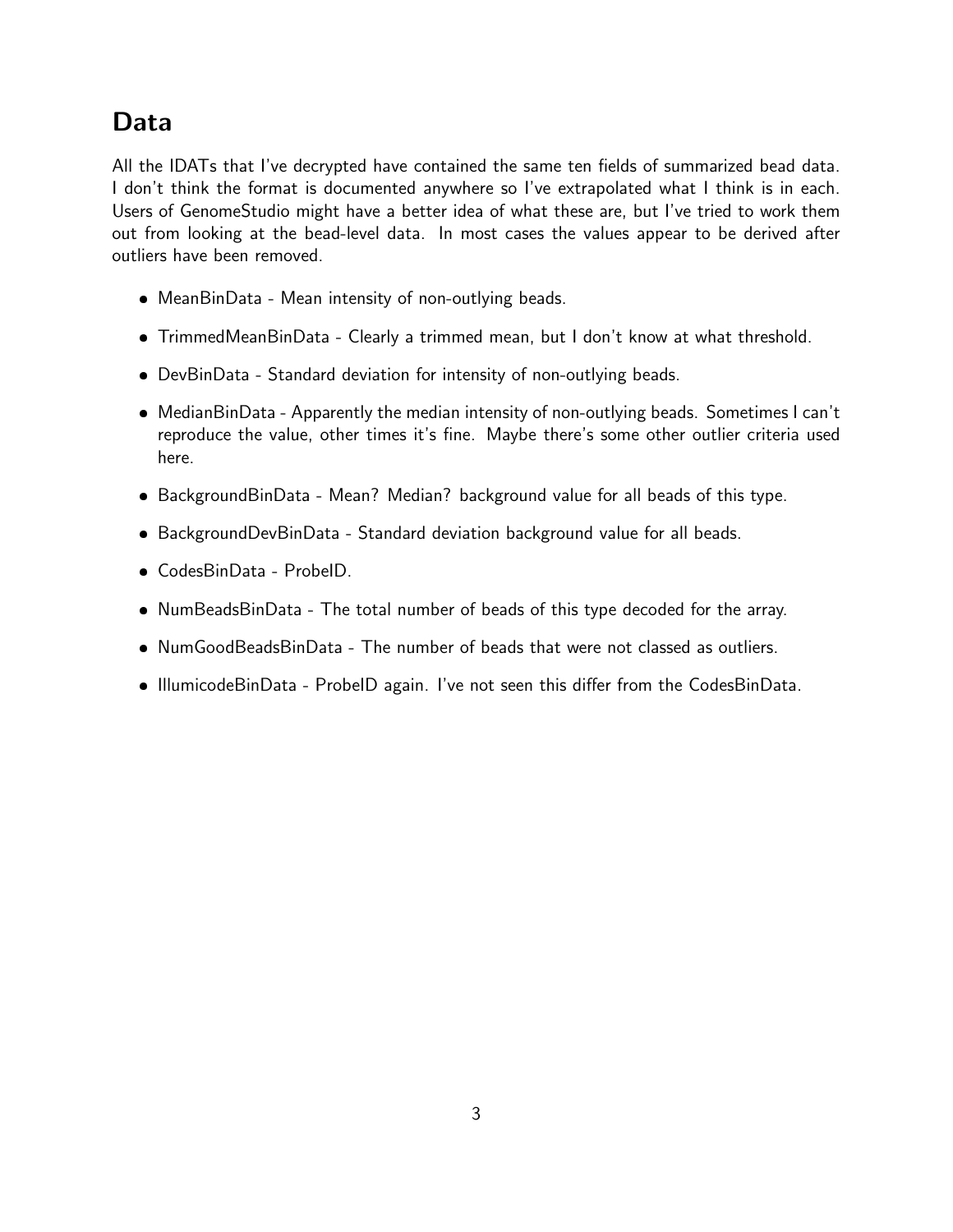## Data

All the IDATs that I've decrypted have contained the same ten fields of summarized bead data. I don't think the format is documented anywhere so I've extrapolated what I think is in each. Users of GenomeStudio might have a better idea of what these are, but I've tried to work them out from looking at the bead-level data. In most cases the values appear to be derived after outliers have been removed.

- MeanBinData - Mean intensity of non-outlying beads.
- TrimmedMeanBinData - Clearly a trimmed mean, but I don't know at what threshold.
- DevBinData - Standard deviation for intensity of non-outlying beads.
- MedianBinData - Apparently the median intensity of non-outlying beads. Sometimes I can't reproduce the value, other times it's fine. Maybe there's some other outlier criteria used here.
- BackgroundBinData - Mean? Median? background value for all beads of this type.
- BackgroundDevBinData - Standard deviation background value for all beads.
- CodesBinData - ProbeID.
- NumBeadsBinData - The total number of beads of this type decoded for the array.
- NumGoodBeadsBinData - The number of beads that were not classed as outliers.
- IllumicodeBinData - ProbeID again. I've not seen this differ from the CodesBinData.